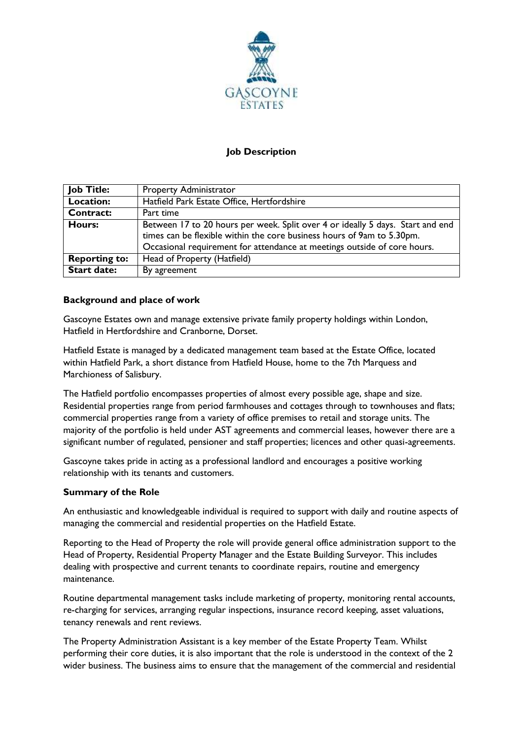GASCOYNE ESTATES

**Job Description**

| **Job Title:** | Property Administrator |
| --- | --- |
| **Location:** | Hatfield Park Estate Office, Hertfordshire |
| **Contract:** | Part time |
| **Hours:** | Between 17 to 20 hours per week. Split over 4 or ideally 5 days. Start and end times can be flexible within the core business hours of 9am to 5.30pm. Occasional requirement for attendance at meetings outside of core hours. |
| **Reporting to:** | Head of Property (Hatfield) |
| **Start date:** | By agreement |

**Background and place of work**

Gascoyne Estates own and manage extensive private family property holdings within London, Hatfield in Hertfordshire and Cranborne, Dorset.

Hatfield Estate is managed by a dedicated management team based at the Estate Office, located within Hatfield Park, a short distance from Hatfield House, home to the 7th Marquess and Marchioness of Salisbury.

The Hatfield portfolio encompasses properties of almost every possible age, shape and size. Residential properties range from period farmhouses and cottages through to townhouses and flats; commercial properties range from a variety of office premises to retail and storage units. The majority of the portfolio is held under AST agreements and commercial leases, however there are a significant number of regulated, pensioner and staff properties; licences and other quasi-agreements.

Gascoyne takes pride in acting as a professional landlord and encourages a positive working relationship with its tenants and customers.

**Summary of the Role**

An enthusiastic and knowledgeable individual is required to support with daily and routine aspects of managing the commercial and residential properties on the Hatfield Estate.

Reporting to the Head of Property the role will provide general office administration support to the Head of Property, Residential Property Manager and the Estate Building Surveyor. This includes dealing with prospective and current tenants to coordinate repairs, routine and emergency maintenance.

Routine departmental management tasks include marketing of property, monitoring rental accounts, re-charging for services, arranging regular inspections, insurance record keeping, asset valuations, tenancy renewals and rent reviews.

The Property Administration Assistant is a key member of the Estate Property Team. Whilst performing their core duties, it is also important that the role is understood in the context of the 2 wider business. The business aims to ensure that the management of the commercial and residential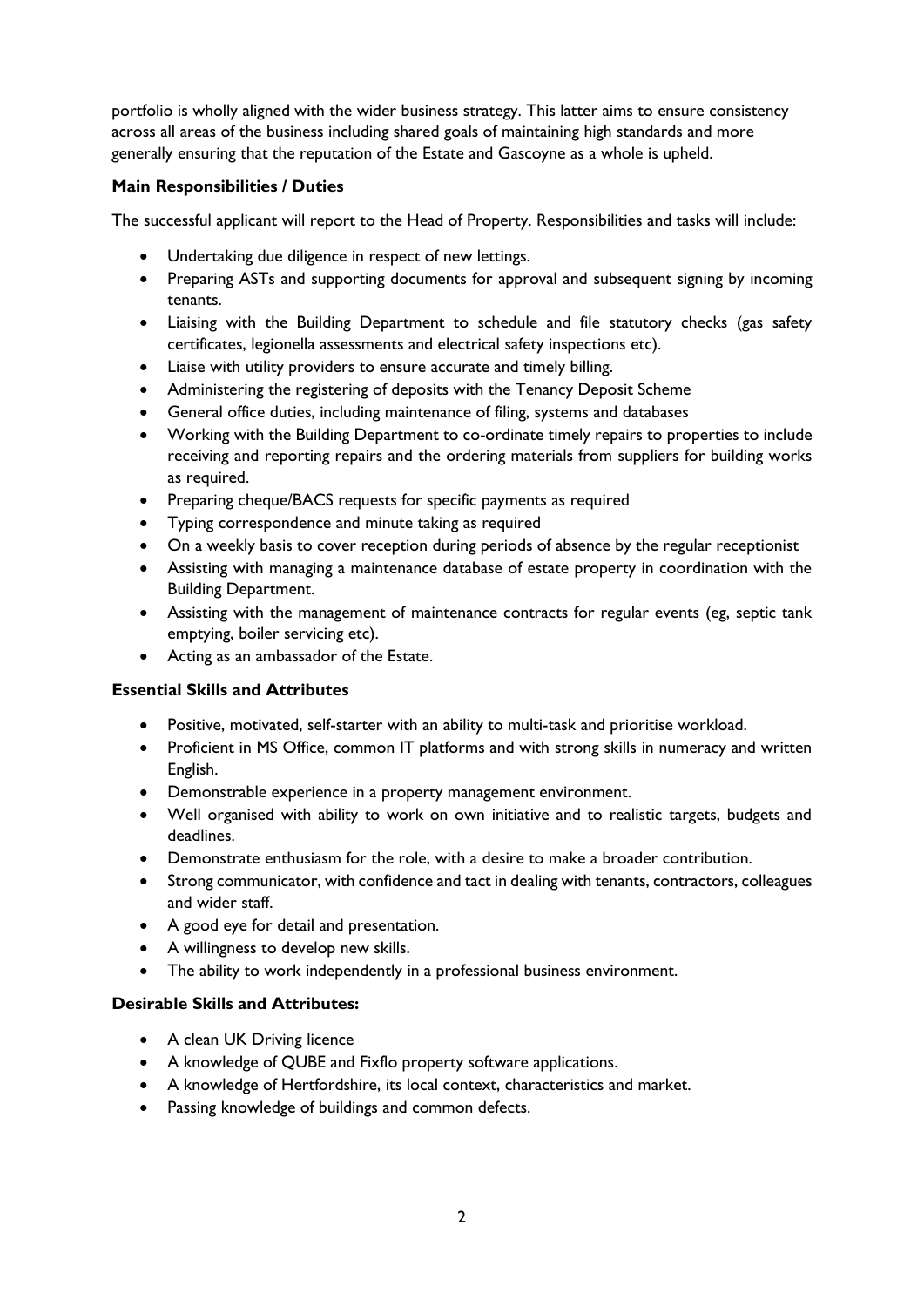portfolio is wholly aligned with the wider business strategy. This latter aims to ensure consistency across all areas of the business including shared goals of maintaining high standards and more generally ensuring that the reputation of the Estate and Gascoyne as a whole is upheld.

**Main Responsibilities / Duties**

The successful applicant will report to the Head of Property. Responsibilities and tasks will include:

- Undertaking due diligence in respect of new lettings.
- Preparing ASTs and supporting documents for approval and subsequent signing by incoming tenants.
- Liaising with the Building Department to schedule and file statutory checks (gas safety certificates, legionella assessments and electrical safety inspections etc).
- Liaise with utility providers to ensure accurate and timely billing.
- Administering the registering of deposits with the Tenancy Deposit Scheme
- General office duties, including maintenance of filing, systems and databases
- Working with the Building Department to co-ordinate timely repairs to properties to include receiving and reporting repairs and the ordering materials from suppliers for building works as required.
- Preparing cheque/BACS requests for specific payments as required
- Typing correspondence and minute taking as required
- On a weekly basis to cover reception during periods of absence by the regular receptionist
- Assisting with managing a maintenance database of estate property in coordination with the Building Department.
- Assisting with the management of maintenance contracts for regular events (eg, septic tank emptying, boiler servicing etc).
- Acting as an ambassador of the Estate.

**Essential Skills and Attributes**

- Positive, motivated, self-starter with an ability to multi-task and prioritise workload.
- Proficient in MS Office, common IT platforms and with strong skills in numeracy and written English.
- Demonstrable experience in a property management environment.
- Well organised with ability to work on own initiative and to realistic targets, budgets and deadlines.
- Demonstrate enthusiasm for the role, with a desire to make a broader contribution.
- Strong communicator, with confidence and tact in dealing with tenants, contractors, colleagues and wider staff.
- A good eye for detail and presentation.
- A willingness to develop new skills.
- The ability to work independently in a professional business environment.

**Desirable Skills and Attributes:**

- A clean UK Driving licence
- A knowledge of QUBE and Fixflo property software applications.
- A knowledge of Hertfordshire, its local context, characteristics and market.
- Passing knowledge of buildings and common defects.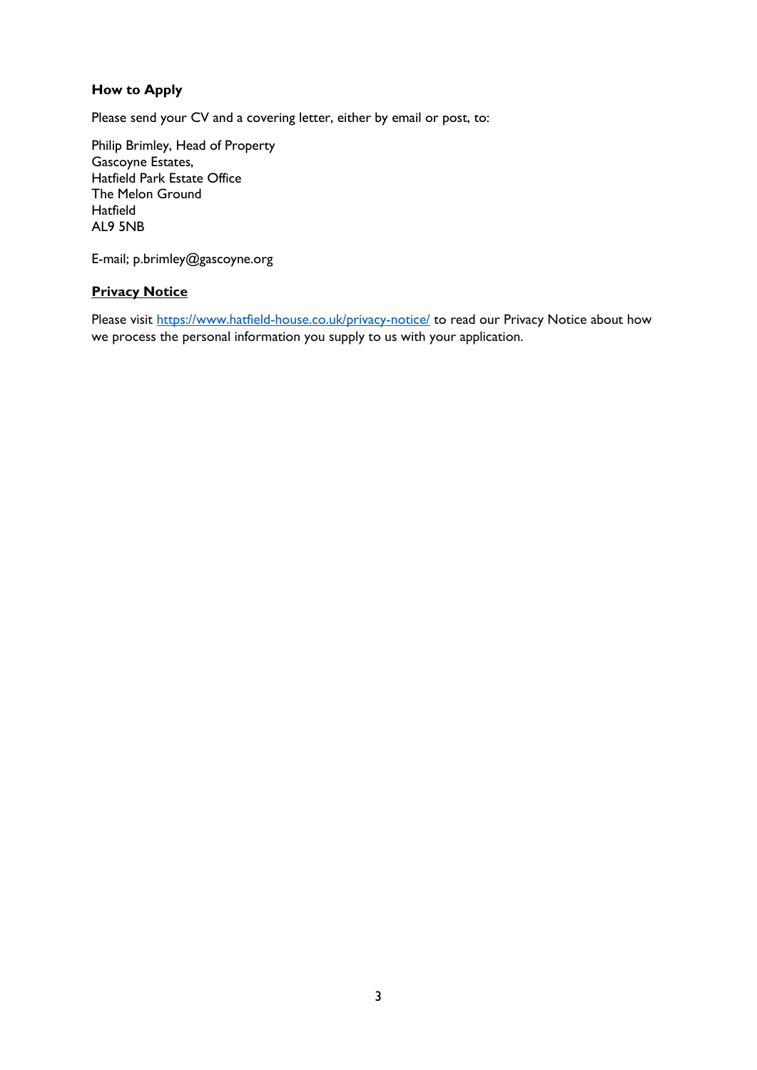**How to Apply**

Please send your CV and a covering letter, either by email or post, to:

Philip Brimley, Head of Property
Gascoyne Estates,
Hatfield Park Estate Office
The Melon Ground
Hatfield
AL9 5NB

E-mail; p.brimley@gascoyne.org

**Privacy Notice**

Please visit [https://www.hatfield-house.co.uk/privacy-notice/](https://www.hatfield-house.co.uk/privacy-notice/) to read our Privacy Notice about how we process the personal information you supply to us with your application.